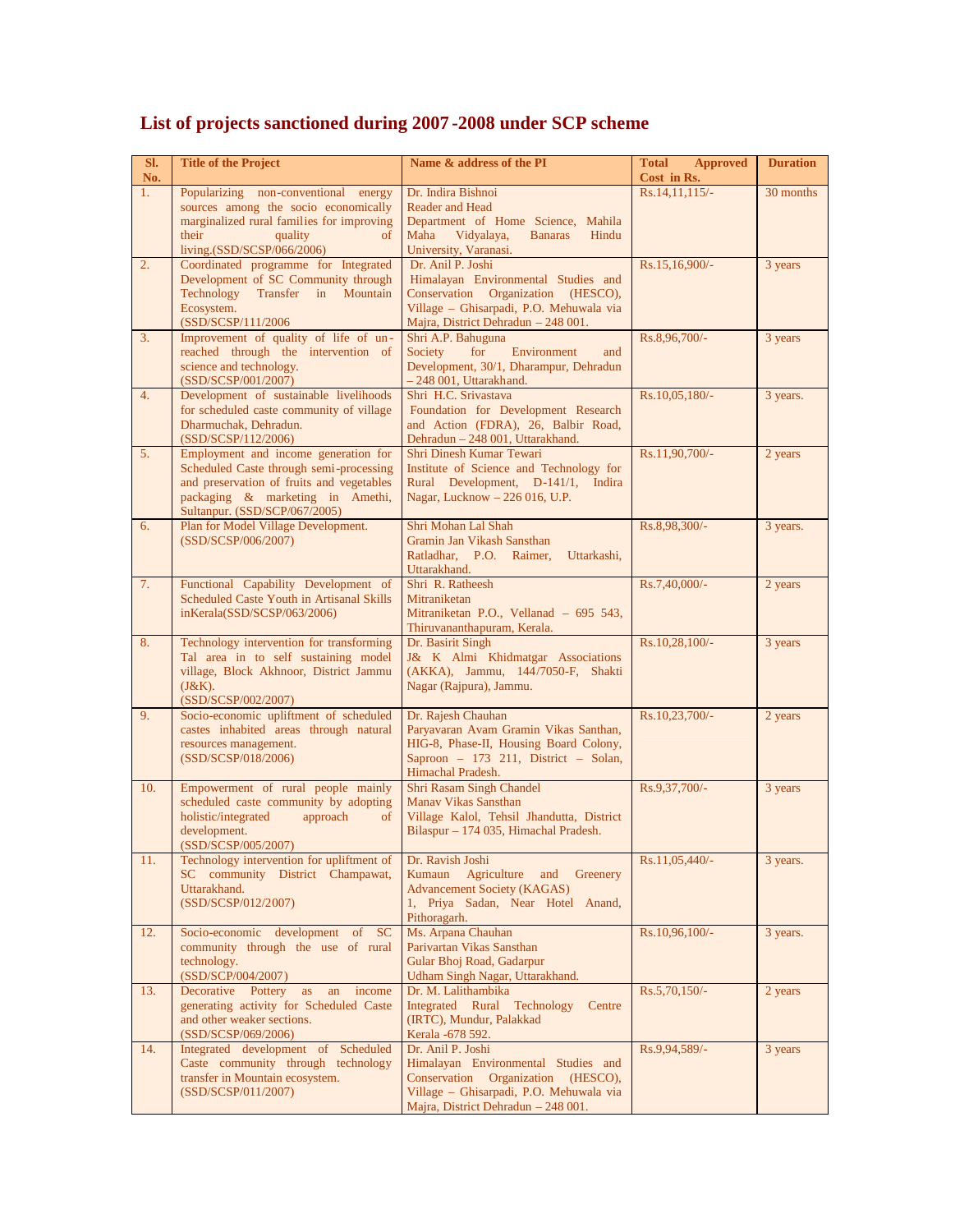# List of projects sanctioned during 2007-2008 under SCP scheme

| Sl. No. | Title of the Project | Name & address of the PI | Total Approved Cost in Rs. | Duration |
|---|---|---|---|---|
| 1. | Popularizing non-conventional energy sources among the socio economically marginalized rural families for improving their quality of living.(SSD/SCSP/066/2006) | Dr. Indira Bishnoi Reader and Head Department of Home Science, Mahila Maha Vidyalaya, Banaras Hindu University, Varanasi. | Rs.14,11,115/- | 30 months |
| 2. | Coordinated programme for Integrated Development of SC Community through Technology Transfer in Mountain Ecosystem. (SSD/SCSP/111/2006 | Dr. Anil P. Joshi Himalayan Environmental Studies and Conservation Organization (HESCO), Village – Ghisarpadi, P.O. Mehuwala via Majra, District Dehradun – 248 001. | Rs.15,16,900/- | 3 years |
| 3. | Improvement of quality of life of un-reached through the intervention of science and technology. (SSD/SCSP/001/2007) | Shri A.P. Bahuguna Society for Environment and Development, 30/1, Dharampur, Dehradun – 248 001, Uttarakhand. | Rs.8,96,700/- | 3 years |
| 4. | Development of sustainable livelihoods for scheduled caste community of village Dharmuchak, Dehradun. (SSD/SCSP/112/2006) | Shri H.C. Srivastava Foundation for Development Research and Action (FDRA), 26, Balbir Road, Dehradun – 248 001, Uttarakhand. | Rs.10,05,180/- | 3 years. |
| 5. | Employment and income generation for Scheduled Caste through semi-processing and preservation of fruits and vegetables packaging & marketing in Amethi, Sultanpur. (SSD/SCP/067/2005) | Shri Dinesh Kumar Tewari Institute of Science and Technology for Rural Development, D-141/1, Indira Nagar, Lucknow – 226 016, U.P. | Rs.11,90,700/- | 2 years |
| 6. | Plan for Model Village Development. (SSD/SCSP/006/2007) | Shri Mohan Lal Shah Gramin Jan Vikash Sansthan Ratladhar, P.O. Raimer, Uttarkashi, Uttarakhand. | Rs.8,98,300/- | 3 years. |
| 7. | Functional Capability Development of Scheduled Caste Youth in Artisanal Skills inKerala(SSD/SCSP/063/2006) | Shri R. Ratheesh Mitraniketan Mitraniketan P.O., Vellanad – 695 543, Thiruvananthapuram, Kerala. | Rs.7,40,000/- | 2 years |
| 8. | Technology intervention for transforming Tal area in to self sustaining model village, Block Akhnoor, District Jammu (J&K). (SSD/SCSP/002/2007) | Dr. Basirit Singh J& K Almi Khidmatgar Associations (AKKA), Jammu, 144/7050-F, Shakti Nagar (Rajpura), Jammu. | Rs.10,28,100/- | 3 years |
| 9. | Socio-economic upliftment of scheduled castes inhabited areas through natural resources management. (SSD/SCSP/018/2006) | Dr. Rajesh Chauhan Paryavaran Avam Gramin Vikas Santhan, HIG-8, Phase-II, Housing Board Colony, Saproon – 173 211, District – Solan, Himachal Pradesh. | Rs.10,23,700/- | 2 years |
| 10. | Empowerment of rural people mainly scheduled caste community by adopting holistic/integrated approach of development. (SSD/SCSP/005/2007) | Shri Rasam Singh Chandel Manav Vikas Sansthan Village Kalol, Tehsil Jhandutta, District Bilaspur – 174 035, Himachal Pradesh. | Rs.9,37,700/- | 3 years |
| 11. | Technology intervention for upliftment of SC community District Champawat, Uttarakhand. (SSD/SCSP/012/2007) | Dr. Ravish Joshi Kumaun Agriculture and Greenery Advancement Society (KAGAS) 1, Priya Sadan, Near Hotel Anand, Pithoragarh. | Rs.11,05,440/- | 3 years. |
| 12. | Socio-economic development of SC community through the use of rural technology. (SSD/SCP/004/2007) | Ms. Arpana Chauhan Parivartan Vikas Sansthan Gular Bhoj Road, Gadarpur Udham Singh Nagar, Uttarakhand. | Rs.10,96,100/- | 3 years. |
| 13. | Decorative Pottery as an income generating activity for Scheduled Caste and other weaker sections. (SSD/SCSP/069/2006) | Dr. M. Lalithambika Integrated Rural Technology Centre (IRTC), Mundur, Palakkad Kerala -678 592. | Rs.5,70,150/- | 2 years |
| 14. | Integrated development of Scheduled Caste community through technology transfer in Mountain ecosystem. (SSD/SCSP/011/2007) | Dr. Anil P. Joshi Himalayan Environmental Studies and Conservation Organization (HESCO), Village – Ghisarpadi, P.O. Mehuwala via Majra, District Dehradun – 248 001. | Rs.9,94,589/- | 3 years |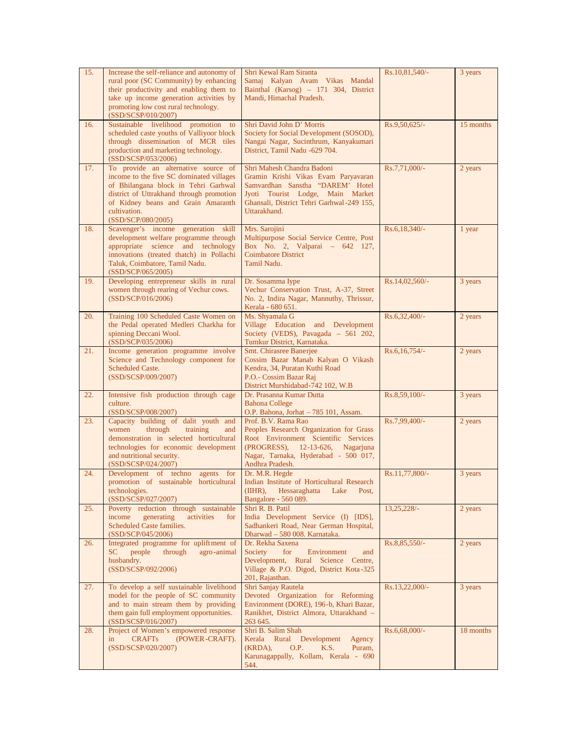| 15. | Increase the self-reliance and autonomy of rural poor (SC Community) by enhancing their productivity and enabling them to take up income generation activities by promoting low cost rural technology. (SSD/SCSP/010/2007) | Shri Kewal Ram Siranta Samaj Kalyan Avam Vikas Mandal Bainthal (Karsog) – 171 304, District Mandi, Himachal Pradesh. | Rs.10,81,540/- | 3 years |
|---|---|---|---|---|
| 16. | Sustainable livelihood promotion to scheduled caste youths of Valliyoor block through dissemination of MCR tiles production and marketing technology. (SSD/SCSP/053/2006) | Shri David John D' Morris Society for Social Development (SOSOD), Nangai Nagar, Sucinthrum, Kanyakumari District, Tamil Nadu -629 704. | Rs.9,50,625/- | 15 months |
| 17. | To provide an alternative source of income to the five SC dominated villages of Bhilangana block in Tehri Garhwal district of Uttrakhand through promotion of Kidney beans and Grain Amaranth cultivation. (SSD/SCP/080/2005) | Shri Mahesh Chandra Badoni Gramin Krishi Vikas Evam Paryavaran Samvardhan Sanstha "DAREM' Hotel Jyoti Tourist Lodge, Main Market Ghansali, District Tehri Garhwal-249 155, Uttarakhand. | Rs.7,71,000/- | 2 years |
| 18. | Scavenger's income generation skill development welfare programme through appropriate science and technology innovations (treated thatch) in Pollachi Taluk, Coimbatore, Tamil Nadu. (SSD/SCP/065/2005) | Mrs. Sarojini Multipurpose Social Service Centre, Post Box No. 2, Valparai – 642 127, Coimbatore District Tamil Nadu. | Rs.6,18,340/- | 1 year |
| 19. | Developing entrepreneur skills in rural women through rearing of Vechur cows. (SSD/SCP/016/2006) | Dr. Sosamma Iype Vechur Conservation Trust, A-37, Street No. 2, Indira Nagar, Mannuthy, Thrissur, Kerala - 680 651. | Rs.14,02,560/- | 3 years |
| 20. | Training 100 Scheduled Caste Women on the Pedal operated Medleri Charkha for spinning Deccani Wool. (SSD/SCP/035/2006) | Ms. Shyamala G Village Education and Development Society (VEDS), Pavagada – 561 202, Tumkur District, Karnataka. | Rs.6,32,400/- | 2 years |
| 21. | Income generation programme involve Science and Technology component for Scheduled Caste. (SSD/SCSP/009/2007) | Smt. Chirasree Banerjee Cossim Bazar Manab Kalyan O Vikash Kendra, 34, Puratan Kuthi Road P.O.- Cossim Bazar Raj District Murshidabad-742 102, W.B | Rs.6,16,754/- | 2 years |
| 22. | Intensive fish production through cage culture. (SSD/SCSP/008/2007) | Dr. Prasanna Kumar Dutta Bahona College O.P. Bahona, Jorhat – 785 101, Assam. | Rs.8,59,100/- | 3 years |
| 23. | Capacity building of dalit youth and women through training and demonstration in selected horticultural technologies for economic development and nutritional security. (SSD/SCSP/024/2007) | Prof. B.V. Rama Rao Peoples Research Organization for Grass Root Environment Scientific Services (PROGRESS), 12-13-626, Nagarjuna Nagar, Tarnaka, Hyderabad - 500 017, Andhra Pradesh. | Rs.7,99,400/- | 2 years |
| 24. | Development of techno agents for promotion of sustainable horticultural technologies. (SSD/SCSP/027/2007) | Dr. M.R. Hegde Indian Institute of Horticultural Research (IIHR), Hessaraghatta Lake Post, Bangalore - 560 089. | Rs.11,77,800/- | 3 years |
| 25. | Poverty reduction through sustainable income generating activities for Scheduled Caste families. (SSD/SCP/045/2006) | Shri R. B. Patil India Development Service (I) [IDS], Sadhankeri Road, Near German Hospital, Dharwad – 580 008. Karnataka. | 13,25,228/- | 2 years |
| 26. | Integrated programme for upliftment of SC people through agro-animal husbandry. (SSD/SCSP/092/2006) | Dr. Rekha Saxena Society for Environment and Development, Rural Science Centre, Village & P.O. Digod, District Kota-325 201, Rajasthan. | Rs.8,85,550/- | 2 years |
| 27. | To develop a self sustainable livelihood model for the people of SC community and to main stream them by providing them gain full employment opportunities. (SSD/SCSP/016/2007) | Shri Sanjay Rautela Devoted Organization for Reforming Environment (DORE), 196-b, Khari Bazar, Ranikhet, District Almora, Uttarakhand – 263 645. | Rs.13,22,000/- | 3 years |
| 28. | Project of Women's empowered response in CRAFTs (POWER-CRAFT). (SSD/SCSP/020/2007) | Shri B. Salim Shah Kerala Rural Development Agency (KRDA), O.P. K.S. Puram, Karunagappally, Kollam, Kerala - 690 544. | Rs.6,68,000/- | 18 months |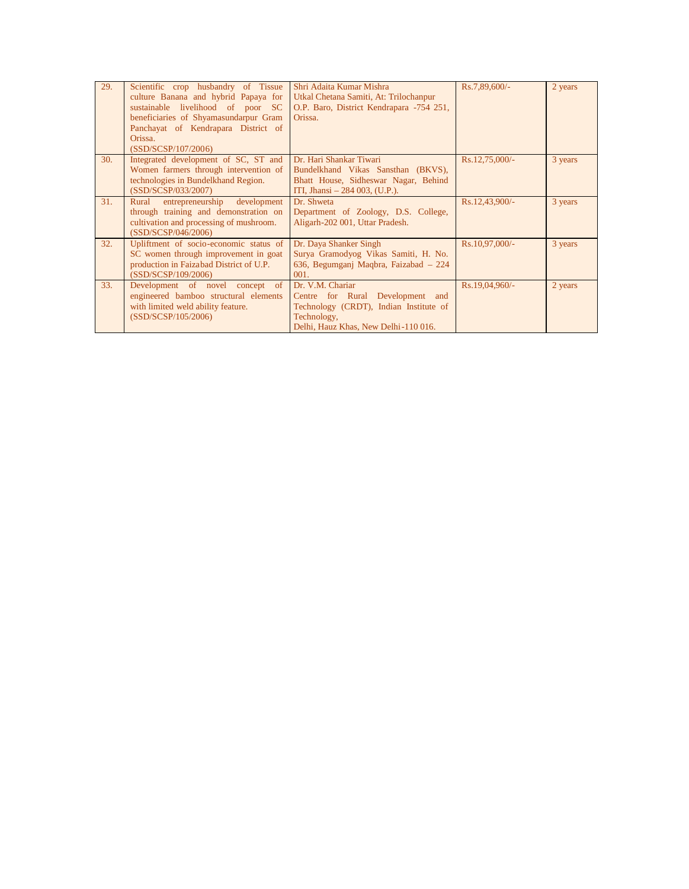| | | | | |
|---|---|---|---|---|
| 29. | Scientific crop husbandry of Tissue culture Banana and hybrid Papaya for sustainable livelihood of poor SC beneficiaries of Shyamasundarpur Gram Panchayat of Kendrapara District of Orissa. (SSD/SCSP/107/2006) | Shri Adaita Kumar Mishra Utkal Chetana Samiti, At: Trilochanpur O.P. Baro, District Kendrapara -754 251, Orissa. | Rs.7,89,600/- | 2 years |
| 30. | Integrated development of SC, ST and Women farmers through intervention of technologies in Bundelkhand Region. (SSD/SCSP/033/2007) | Dr. Hari Shankar Tiwari Bundelkhand Vikas Sansthan (BKVS), Bhatt House, Sidheswar Nagar, Behind ITI, Jhansi – 284 003, (U.P.). | Rs.12,75,000/- | 3 years |
| 31. | Rural entrepreneurship development through training and demonstration on cultivation and processing of mushroom. (SSD/SCSP/046/2006) | Dr. Shweta Department of Zoology, D.S. College, Aligarh-202 001, Uttar Pradesh. | Rs.12,43,900/- | 3 years |
| 32. | Upliftment of socio-economic status of SC women through improvement in goat production in Faizabad District of U.P. (SSD/SCSP/109/2006) | Dr. Daya Shanker Singh Surya Gramodyog Vikas Samiti, H. No. 636, Begumganj Maqbra, Faizabad – 224 001. | Rs.10,97,000/- | 3 years |
| 33. | Development of novel concept of engineered bamboo structural elements with limited weld ability feature. (SSD/SCSP/105/2006) | Dr. V.M. Chariar Centre for Rural Development and Technology (CRDT), Indian Institute of Technology, Delhi, Hauz Khas, New Delhi-110 016. | Rs.19,04,960/- | 2 years |